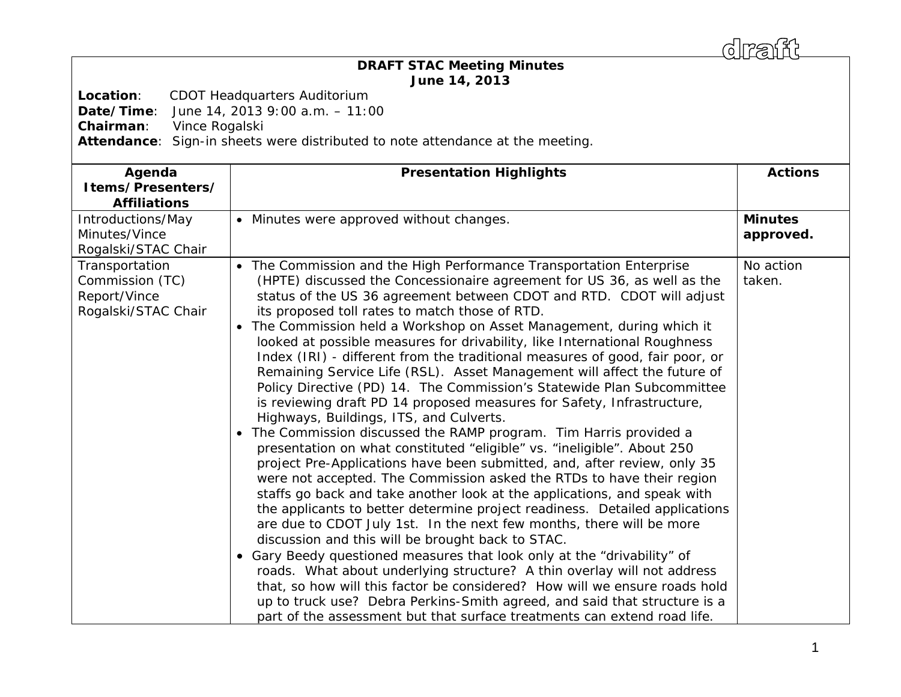draft

# DRAFT STAC Meeting Minutes
## June 14, 2013

**Location**: CDOT Headquarters Auditorium
**Date/Time**: June 14, 2013 9:00 a.m. – 11:00
**Chairman**: Vince Rogalski
**Attendance**: Sign-in sheets were distributed to note attendance at the meeting.

| Agenda Items/Presenters/ Affiliations | Presentation Highlights | Actions |
|---|---|---|
| Introductions/May Minutes/Vince Rogalski/STAC Chair | • Minutes were approved without changes. | **Minutes approved.** |
| Transportation Commission (TC) Report/Vince Rogalski/STAC Chair | • The Commission and the High Performance Transportation Enterprise (HPTE) discussed the Concessionaire agreement for US 36, as well as the status of the US 36 agreement between CDOT and RTD. CDOT will adjust its proposed toll rates to match those of RTD.<br>• The Commission held a Workshop on Asset Management, during which it looked at possible measures for drivability, like International Roughness Index (IRI) - different from the traditional measures of good, fair poor, or Remaining Service Life (RSL). Asset Management will affect the future of Policy Directive (PD) 14. The Commission's Statewide Plan Subcommittee is reviewing draft PD 14 proposed measures for Safety, Infrastructure, Highways, Buildings, ITS, and Culverts.<br>• The Commission discussed the RAMP program. Tim Harris provided a presentation on what constituted "eligible" vs. "ineligible". About 250 project Pre-Applications have been submitted, and, after review, only 35 were not accepted. The Commission asked the RTDs to have their region staffs go back and take another look at the applications, and speak with the applicants to better determine project readiness. Detailed applications are due to CDOT July 1st. In the next few months, there will be more discussion and this will be brought back to STAC.<br>• Gary Beedy questioned measures that look only at the "drivability" of roads. What about underlying structure? A thin overlay will not address that, so how will this factor be considered? How will we ensure roads hold up to truck use? Debra Perkins-Smith agreed, and said that structure is a part of the assessment but that surface treatments can extend road life. | No action taken. |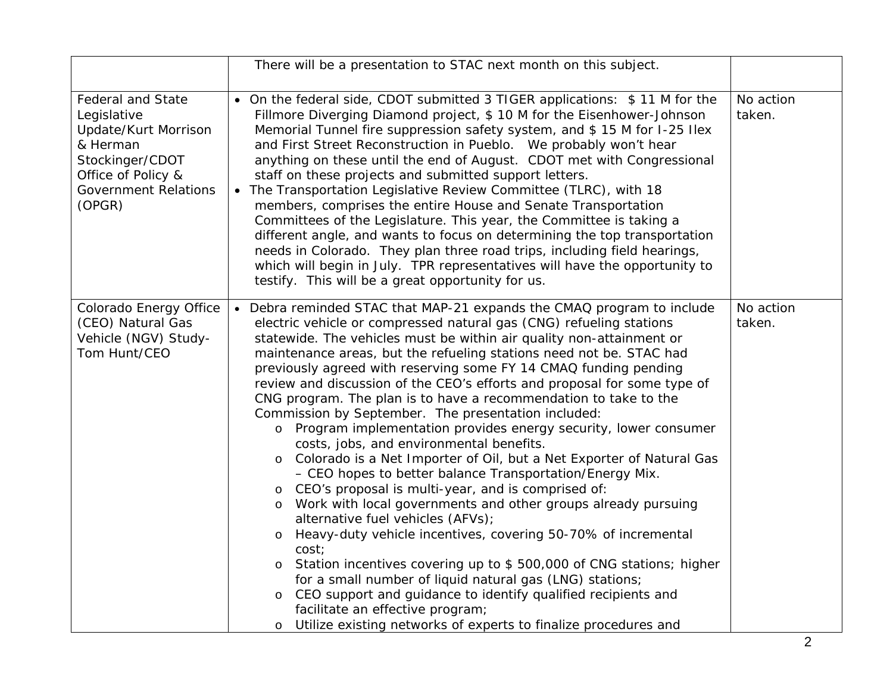| | | |
|---|---|---|
| | There will be a presentation to STAC next month on this subject. | |
| Federal and State Legislative Update/Kurt Morrison & Herman Stockinger/CDOT Office of Policy & Government Relations (OPGR) | • On the federal side, CDOT submitted 3 TIGER applications: $ 11 M for the Fillmore Diverging Diamond project, $ 10 M for the Eisenhower-Johnson Memorial Tunnel fire suppression safety system, and $ 15 M for I-25 Ilex and First Street Reconstruction in Pueblo. We probably won't hear anything on these until the end of August. CDOT met with Congressional staff on these projects and submitted support letters.<br>• The Transportation Legislative Review Committee (TLRC), with 18 members, comprises the entire House and Senate Transportation Committees of the Legislature. This year, the Committee is taking a different angle, and wants to focus on determining the top transportation needs in Colorado. They plan three road trips, including field hearings, which will begin in July. TPR representatives will have the opportunity to testify. This will be a great opportunity for us. | No action taken. |
| Colorado Energy Office (CEO) Natural Gas Vehicle (NGV) Study-Tom Hunt/CEO | • Debra reminded STAC that MAP-21 expands the CMAQ program to include electric vehicle or compressed natural gas (CNG) refueling stations statewide. The vehicles must be within air quality non-attainment or maintenance areas, but the refueling stations need not be. STAC had previously agreed with reserving some FY 14 CMAQ funding pending review and discussion of the CEO's efforts and proposal for some type of CNG program. The plan is to have a recommendation to take to the Commission by September. The presentation included:<br>o Program implementation provides energy security, lower consumer costs, jobs, and environmental benefits.<br>o Colorado is a Net Importer of Oil, but a Net Exporter of Natural Gas – CEO hopes to better balance Transportation/Energy Mix.<br>o CEO's proposal is multi-year, and is comprised of:<br>o Work with local governments and other groups already pursuing alternative fuel vehicles (AFVs);<br>o Heavy-duty vehicle incentives, covering 50-70% of incremental cost;<br>o Station incentives covering up to $ 500,000 of CNG stations; higher for a small number of liquid natural gas (LNG) stations;<br>o CEO support and guidance to identify qualified recipients and facilitate an effective program;<br>o Utilize existing networks of experts to finalize procedures and | No action taken. |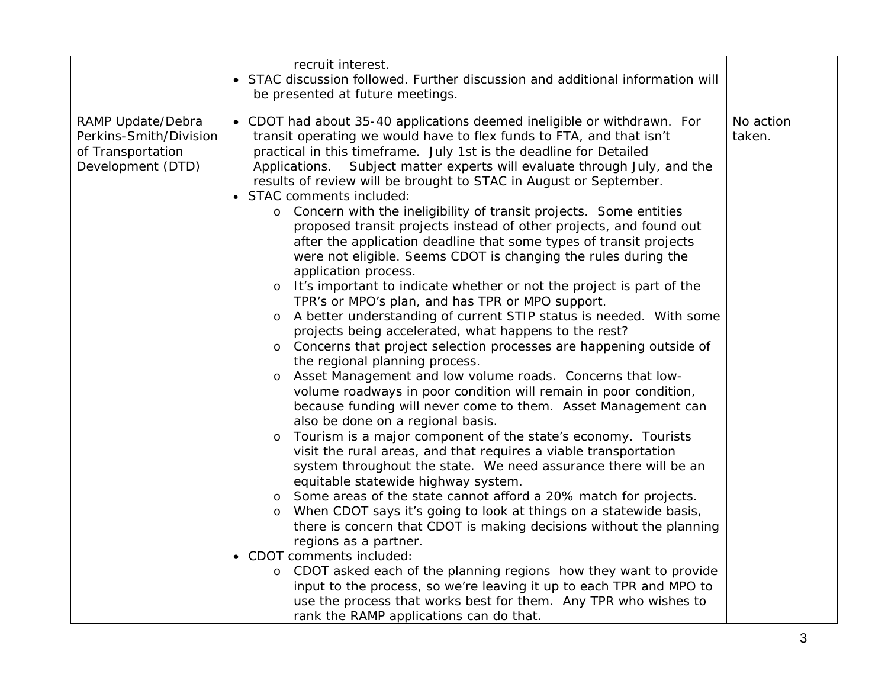| | | |
|---|---|---|
| | recruit interest.<br>• STAC discussion followed. Further discussion and additional information will be presented at future meetings. | |
| RAMP Update/Debra Perkins-Smith/Division of Transportation Development (DTD) | • CDOT had about 35-40 applications deemed ineligible or withdrawn. For transit operating we would have to flex funds to FTA, and that isn't practical in this timeframe. July 1st is the deadline for Detailed Applications. Subject matter experts will evaluate through July, and the results of review will be brought to STAC in August or September.<br>• STAC comments included:<br>o Concern with the ineligibility of transit projects. Some entities proposed transit projects instead of other projects, and found out after the application deadline that some types of transit projects were not eligible. Seems CDOT is changing the rules during the application process.<br>o It's important to indicate whether or not the project is part of the TPR's or MPO's plan, and has TPR or MPO support.<br>o A better understanding of current STIP status is needed. With some projects being accelerated, what happens to the rest?<br>o Concerns that project selection processes are happening outside of the regional planning process.<br>o Asset Management and low volume roads. Concerns that low-volume roadways in poor condition will remain in poor condition, because funding will never come to them. Asset Management can also be done on a regional basis.<br>o Tourism is a major component of the state's economy. Tourists visit the rural areas, and that requires a viable transportation system throughout the state. We need assurance there will be an equitable statewide highway system.<br>o Some areas of the state cannot afford a 20% match for projects.<br>o When CDOT says it's going to look at things on a statewide basis, there is concern that CDOT is making decisions without the planning regions as a partner.<br>• CDOT comments included:<br>o CDOT asked each of the planning regions how they want to provide input to the process, so we're leaving it up to each TPR and MPO to use the process that works best for them. Any TPR who wishes to rank the RAMP applications can do that. | No action taken. |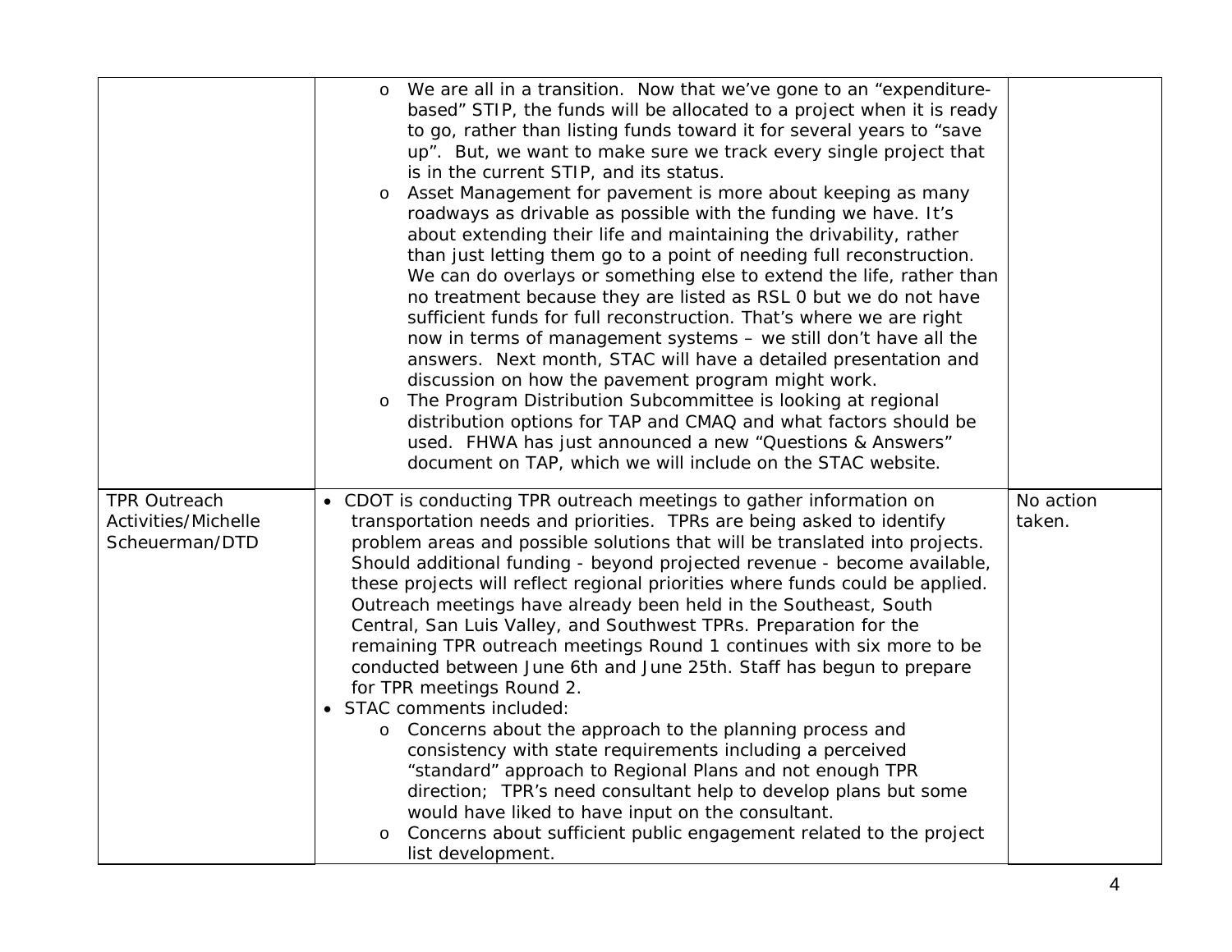| | | |
|---|---|---|
| | o We are all in a transition. Now that we've gone to an "expenditure-based" STIP, the funds will be allocated to a project when it is ready to go, rather than listing funds toward it for several years to "save up". But, we want to make sure we track every single project that is in the current STIP, and its status.<br>o Asset Management for pavement is more about keeping as many roadways as drivable as possible with the funding we have. It's about extending their life and maintaining the drivability, rather than just letting them go to a point of needing full reconstruction. We can do overlays or something else to extend the life, rather than no treatment because they are listed as RSL 0 but we do not have sufficient funds for full reconstruction. That's where we are right now in terms of management systems – we still don't have all the answers. Next month, STAC will have a detailed presentation and discussion on how the pavement program might work.<br>o The Program Distribution Subcommittee is looking at regional distribution options for TAP and CMAQ and what factors should be used. FHWA has just announced a new "Questions & Answers" document on TAP, which we will include on the STAC website. | |
| TPR Outreach Activities/Michelle Scheuerman/DTD | • CDOT is conducting TPR outreach meetings to gather information on transportation needs and priorities. TPRs are being asked to identify problem areas and possible solutions that will be translated into projects. Should additional funding - beyond projected revenue - become available, these projects will reflect regional priorities where funds could be applied. Outreach meetings have already been held in the Southeast, South Central, San Luis Valley, and Southwest TPRs. Preparation for the remaining TPR outreach meetings Round 1 continues with six more to be conducted between June 6th and June 25th. Staff has begun to prepare for TPR meetings Round 2.<br>• STAC comments included:<br>o Concerns about the approach to the planning process and consistency with state requirements including a perceived "standard" approach to Regional Plans and not enough TPR direction; TPR's need consultant help to develop plans but some would have liked to have input on the consultant.<br>o Concerns about sufficient public engagement related to the project list development. | No action taken. |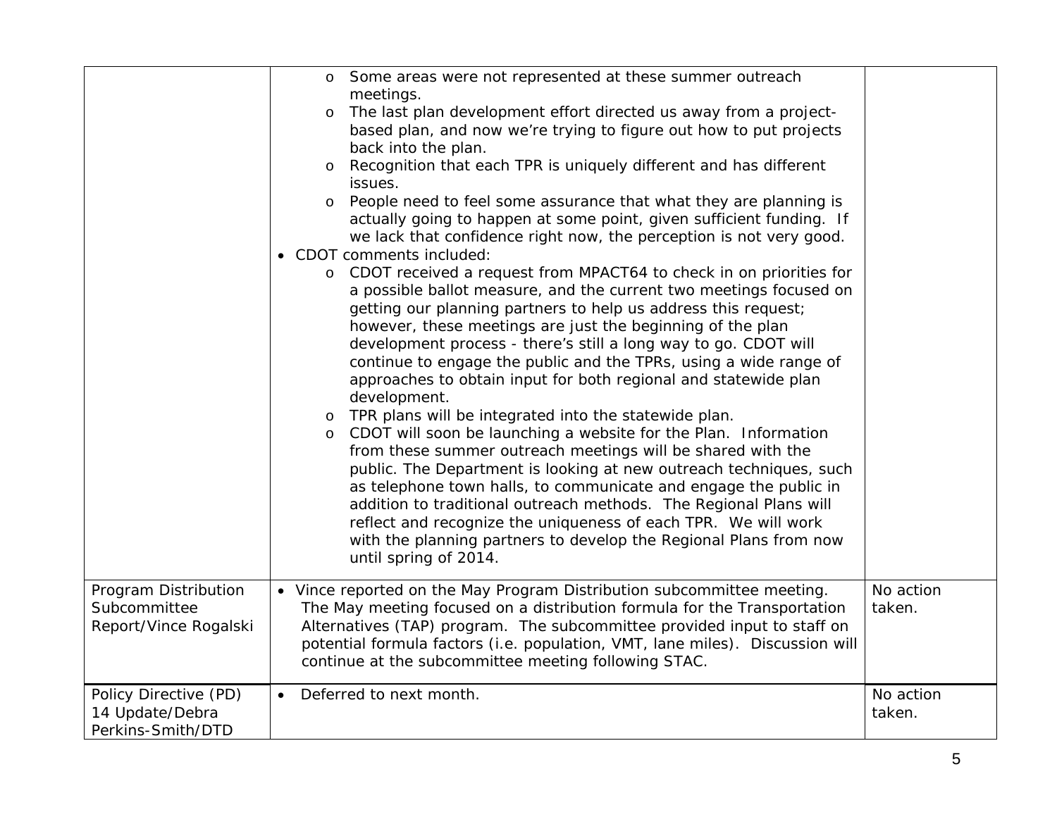| | | |
|---|---|---|
| | o Some areas were not represented at these summer outreach meetings.<br>o The last plan development effort directed us away from a project-based plan, and now we're trying to figure out how to put projects back into the plan.<br>o Recognition that each TPR is uniquely different and has different issues.<br>o People need to feel some assurance that what they are planning is actually going to happen at some point, given sufficient funding. If we lack that confidence right now, the perception is not very good.<br>• CDOT comments included:<br>o CDOT received a request from MPACT64 to check in on priorities for a possible ballot measure, and the current two meetings focused on getting our planning partners to help us address this request; however, these meetings are just the beginning of the plan development process - there's still a long way to go. CDOT will continue to engage the public and the TPRs, using a wide range of approaches to obtain input for both regional and statewide plan development.<br>o TPR plans will be integrated into the statewide plan.<br>o CDOT will soon be launching a website for the Plan. Information from these summer outreach meetings will be shared with the public. The Department is looking at new outreach techniques, such as telephone town halls, to communicate and engage the public in addition to traditional outreach methods. The Regional Plans will reflect and recognize the uniqueness of each TPR. We will work with the planning partners to develop the Regional Plans from now until spring of 2014. | |
| Program Distribution Subcommittee Report/Vince Rogalski | • Vince reported on the May Program Distribution subcommittee meeting. The May meeting focused on a distribution formula for the Transportation Alternatives (TAP) program. The subcommittee provided input to staff on potential formula factors (i.e. population, VMT, lane miles). Discussion will continue at the subcommittee meeting following STAC. | No action taken. |
| Policy Directive (PD) 14 Update/Debra Perkins-Smith/DTD | • Deferred to next month. | No action taken. |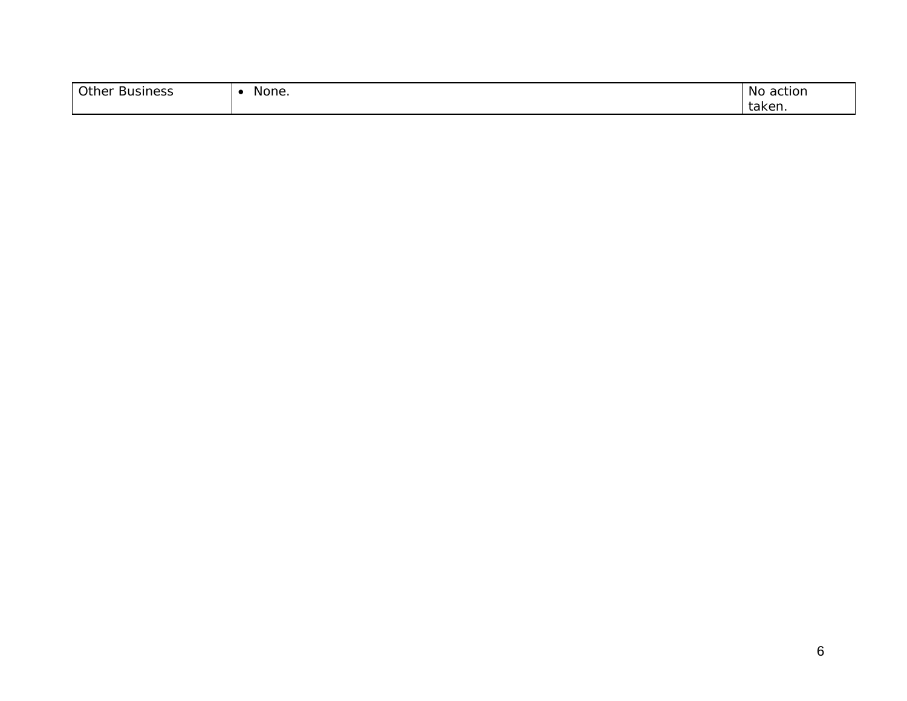| | | |
|---|---|---|
| Other Business | • None. | No action taken. |